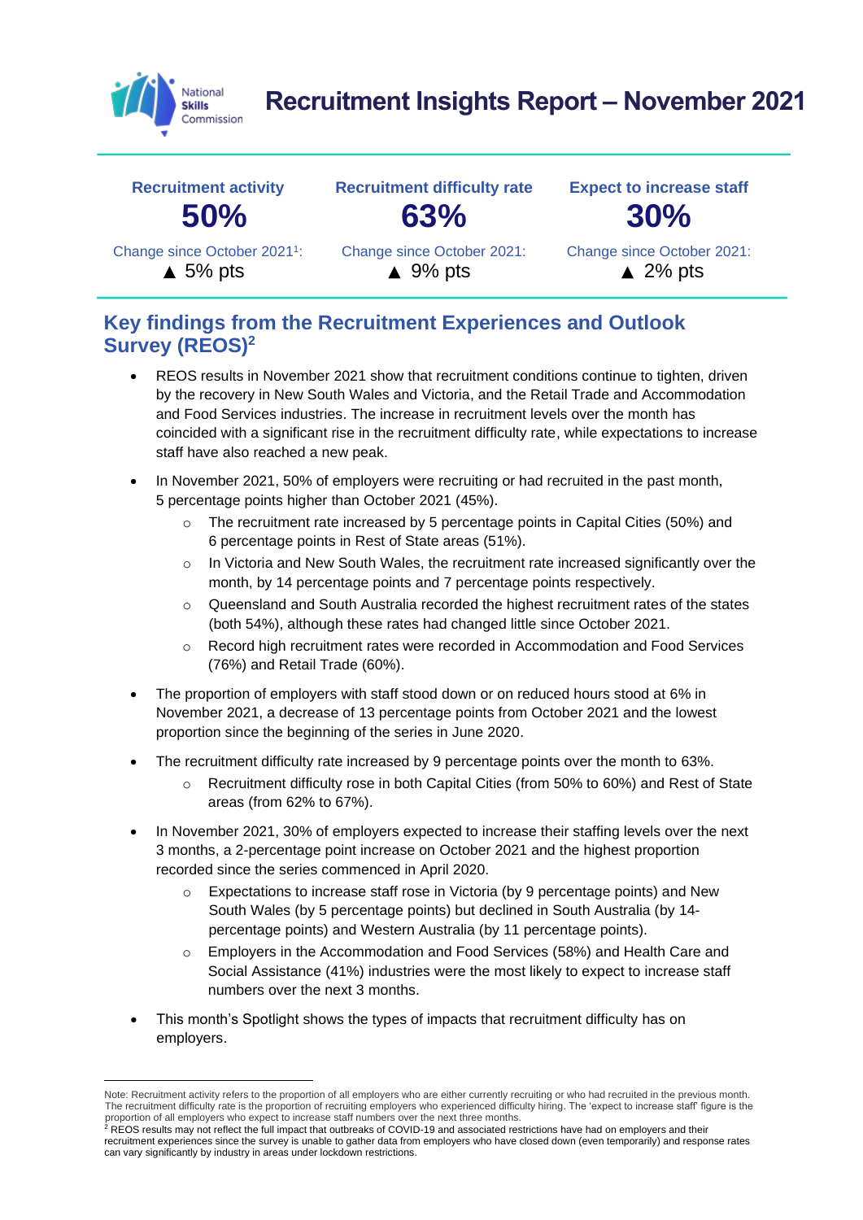# Recruitment Insights Report – November 2021

| Recruitment activity | Recruitment difficulty rate | Expect to increase staff |
|---|---|---|
| **50%** | **63%** | **30%** |
| Change since October 2021[1]: ▲ 5% pts | Change since October 2021: ▲ 9% pts | Change since October 2021: ▲ 2% pts |

## Key findings from the Recruitment Experiences and Outlook Survey (REOS)[2]

- REOS results in November 2021 show that recruitment conditions continue to tighten, driven by the recovery in New South Wales and Victoria, and the Retail Trade and Accommodation and Food Services industries. The increase in recruitment levels over the month has coincided with a significant rise in the recruitment difficulty rate, while expectations to increase staff have also reached a new peak.
- In November 2021, 50% of employers were recruiting or had recruited in the past month, 5 percentage points higher than October 2021 (45%).
  - The recruitment rate increased by 5 percentage points in Capital Cities (50%) and 6 percentage points in Rest of State areas (51%).
  - In Victoria and New South Wales, the recruitment rate increased significantly over the month, by 14 percentage points and 7 percentage points respectively.
  - Queensland and South Australia recorded the highest recruitment rates of the states (both 54%), although these rates had changed little since October 2021.
  - Record high recruitment rates were recorded in Accommodation and Food Services (76%) and Retail Trade (60%).
- The proportion of employers with staff stood down or on reduced hours stood at 6% in November 2021, a decrease of 13 percentage points from October 2021 and the lowest proportion since the beginning of the series in June 2020.
- The recruitment difficulty rate increased by 9 percentage points over the month to 63%.
  - Recruitment difficulty rose in both Capital Cities (from 50% to 60%) and Rest of State areas (from 62% to 67%).
- In November 2021, 30% of employers expected to increase their staffing levels over the next 3 months, a 2-percentage point increase on October 2021 and the highest proportion recorded since the series commenced in April 2020.
  - Expectations to increase staff rose in Victoria (by 9 percentage points) and New South Wales (by 5 percentage points) but declined in South Australia (by 14-percentage points) and Western Australia (by 11 percentage points).
  - Employers in the Accommodation and Food Services (58%) and Health Care and Social Assistance (41%) industries were the most likely to expect to increase staff numbers over the next 3 months.
- This month's Spotlight shows the types of impacts that recruitment difficulty has on employers.

---

Note: Recruitment activity refers to the proportion of all employers who are either currently recruiting or who had recruited in the previous month. The recruitment difficulty rate is the proportion of recruiting employers who experienced difficulty hiring. The 'expect to increase staff' figure is the proportion of all employers who expect to increase staff numbers over the next three months.

[2] REOS results may not reflect the full impact that outbreaks of COVID-19 and associated restrictions have had on employers and their recruitment experiences since the survey is unable to gather data from employers who have closed down (even temporarily) and response rates can vary significantly by industry in areas under lockdown restrictions.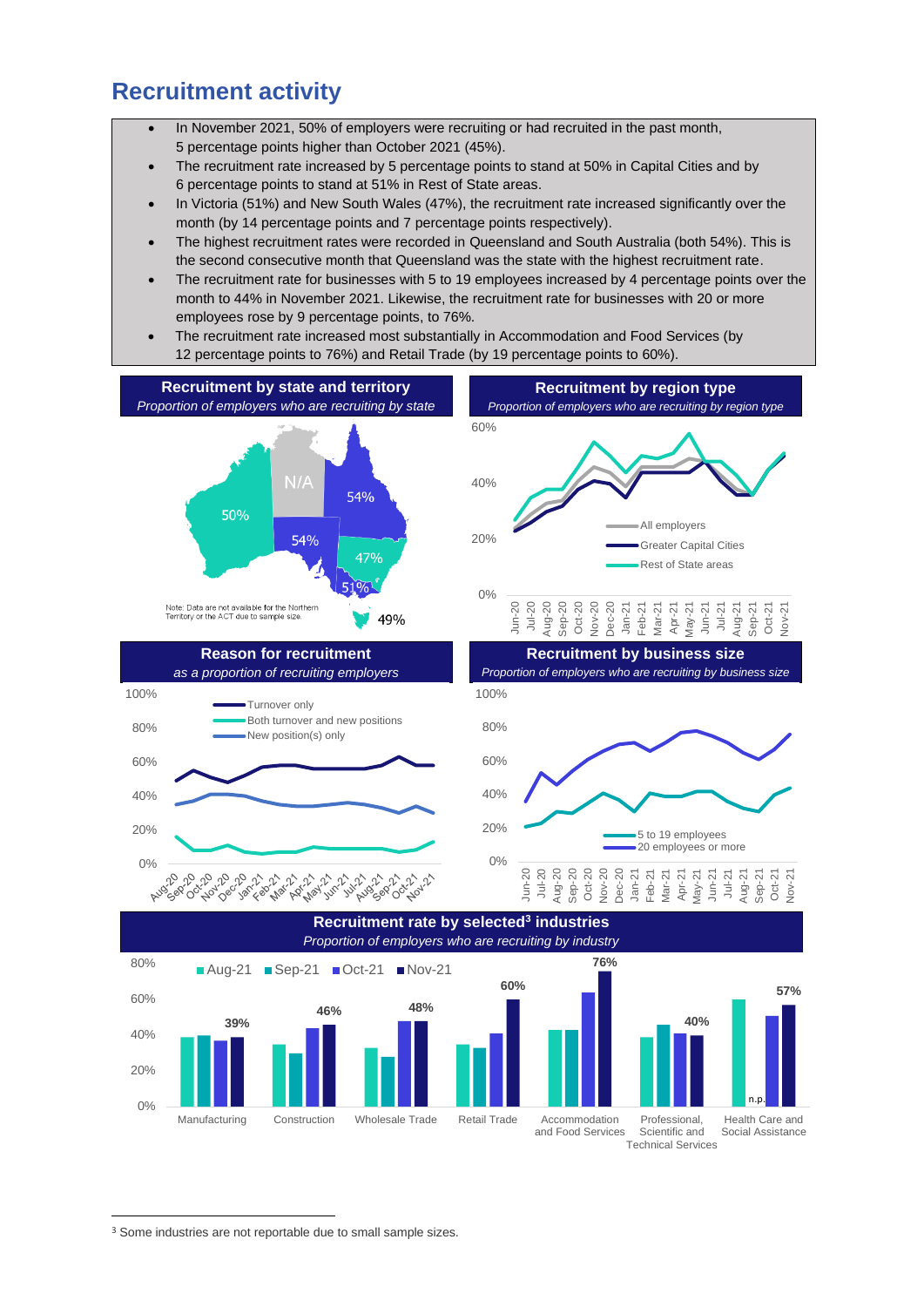# Recruitment activity

- In November 2021, 50% of employers were recruiting or had recruited in the past month, 5 percentage points higher than October 2021 (45%).
- The recruitment rate increased by 5 percentage points to stand at 50% in Capital Cities and by 6 percentage points to stand at 51% in Rest of State areas.
- In Victoria (51%) and New South Wales (47%), the recruitment rate increased significantly over the month (by 14 percentage points and 7 percentage points respectively).
- The highest recruitment rates were recorded in Queensland and South Australia (both 54%). This is the second consecutive month that Queensland was the state with the highest recruitment rate.
- The recruitment rate for businesses with 5 to 19 employees increased by 4 percentage points over the month to 44% in November 2021. Likewise, the recruitment rate for businesses with 20 or more employees rose by 9 percentage points, to 76%.
- The recruitment rate increased most substantially in Accommodation and Food Services (by 12 percentage points to 76%) and Retail Trade (by 19 percentage points to 60%).

**Recruitment by state and territory**

*Proportion of employers who are recruiting by state*

| State | Recruiting |
|---|---|
| WA | 50% |
| NT | N/A |
| QLD | 54% |
| SA | 54% |
| NSW | 47% |
| VIC | 51% |
| TAS | 49% |

Note: Data are not available for the Northern Territory or the ACT due to sample size.

**Recruitment by region type**

*Proportion of employers who are recruiting by region type*

Series: All employers; Greater Capital Cities; Rest of State areas (Jun-20 to Nov-21)

**Reason for recruitment**

*as a proportion of recruiting employers*

Series: Turnover only; Both turnover and new positions; New position(s) only (Aug-20 to Nov-21)

**Recruitment by business size**

*Proportion of employers who are recruiting by business size*

Series: 5 to 19 employees; 20 employees or more (Jun-20 to Nov-21)

**Recruitment rate by selected[3] industries**

*Proportion of employers who are recruiting by industry*

| Industry | Nov-21 |
|---|---|
| Manufacturing | 39% |
| Construction | 46% |
| Wholesale Trade | 48% |
| Retail Trade | 60% |
| Accommodation and Food Services | 76% |
| Professional, Scientific and Technical Services | 40% |
| Health Care and Social Assistance | 57% |

Note: Health Care and Social Assistance Sep-21: n.p.

[3] Some industries are not reportable due to small sample sizes.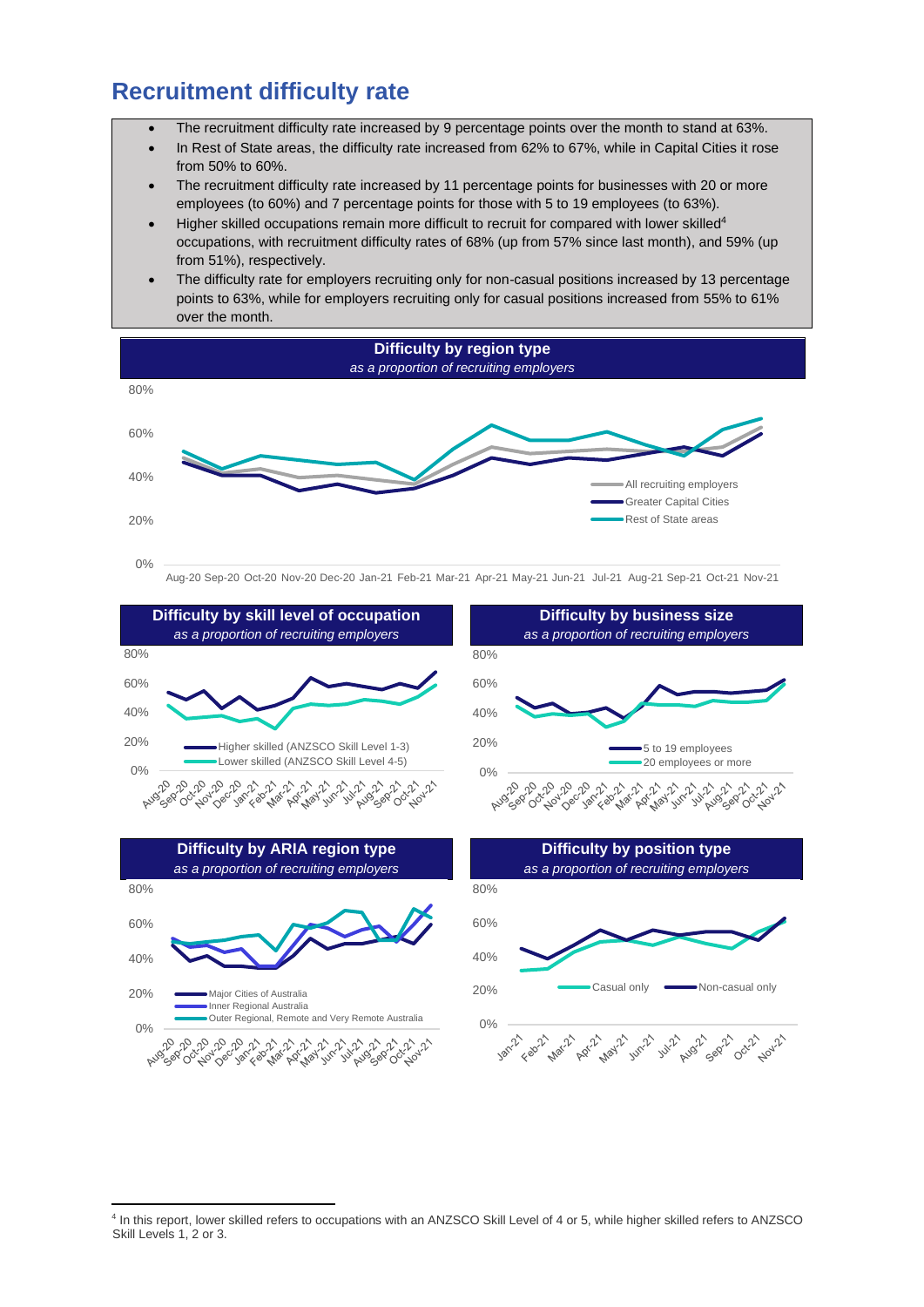## Recruitment difficulty rate

- The recruitment difficulty rate increased by 9 percentage points over the month to stand at 63%.
- In Rest of State areas, the difficulty rate increased from 62% to 67%, while in Capital Cities it rose from 50% to 60%.
- The recruitment difficulty rate increased by 11 percentage points for businesses with 20 or more employees (to 60%) and 7 percentage points for those with 5 to 19 employees (to 63%).
- Higher skilled occupations remain more difficult to recruit for compared with lower skilled[4] occupations, with recruitment difficulty rates of 68% (up from 57% since last month), and 59% (up from 51%), respectively.
- The difficulty rate for employers recruiting only for non-casual positions increased by 13 percentage points to 63%, while for employers recruiting only for casual positions increased from 55% to 61% over the month.

**Difficulty by region type**
*as a proportion of recruiting employers*

**Difficulty by skill level of occupation**
*as a proportion of recruiting employers*

**Difficulty by business size**
*as a proportion of recruiting employers*

**Difficulty by ARIA region type**
*as a proportion of recruiting employers*

**Difficulty by position type**
*as a proportion of recruiting employers*

[4] In this report, lower skilled refers to occupations with an ANZSCO Skill Level of 4 or 5, while higher skilled refers to ANZSCO Skill Levels 1, 2 or 3.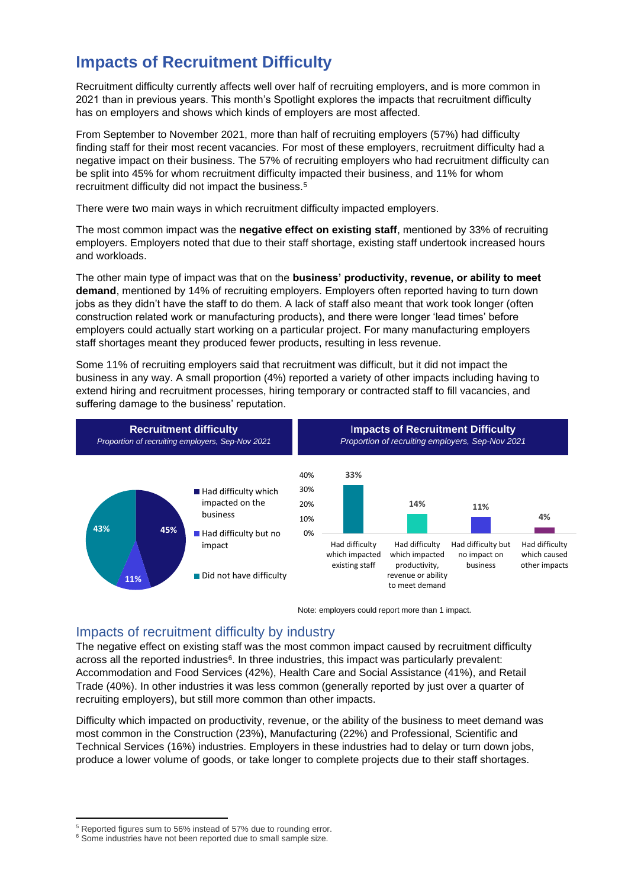# Impacts of Recruitment Difficulty

Recruitment difficulty currently affects well over half of recruiting employers, and is more common in 2021 than in previous years. This month's Spotlight explores the impacts that recruitment difficulty has on employers and shows which kinds of employers are most affected.

From September to November 2021, more than half of recruiting employers (57%) had difficulty finding staff for their most recent vacancies. For most of these employers, recruitment difficulty had a negative impact on their business. The 57% of recruiting employers who had recruitment difficulty can be split into 45% for whom recruitment difficulty impacted their business, and 11% for whom recruitment difficulty did not impact the business.[5]

There were two main ways in which recruitment difficulty impacted employers.

The most common impact was the **negative effect on existing staff**, mentioned by 33% of recruiting employers. Employers noted that due to their staff shortage, existing staff undertook increased hours and workloads.

The other main type of impact was that on the **business' productivity, revenue, or ability to meet demand**, mentioned by 14% of recruiting employers. Employers often reported having to turn down jobs as they didn't have the staff to do them. A lack of staff also meant that work took longer (often construction related work or manufacturing products), and there were longer 'lead times' before employers could actually start working on a particular project. For many manufacturing employers staff shortages meant they produced fewer products, resulting in less revenue.

Some 11% of recruiting employers said that recruitment was difficult, but it did not impact the business in any way. A small proportion (4%) reported a variety of other impacts including having to extend hiring and recruitment processes, hiring temporary or contracted staff to fill vacancies, and suffering damage to the business' reputation.

**Recruitment difficulty**
*Proportion of recruiting employers, Sep-Nov 2021*

| Category | Proportion |
|---|---|
| Had difficulty which impacted on the business | 45% |
| Had difficulty but no impact | 11% |
| Did not have difficulty | 43% |

**Impacts of Recruitment Difficulty**
*Proportion of recruiting employers, Sep-Nov 2021*

| Impact | Proportion |
|---|---|
| Had difficulty which impacted existing staff | 33% |
| Had difficulty which impacted productivity, revenue or ability to meet demand | 14% |
| Had difficulty but no impact on business | 11% |
| Had difficulty which caused other impacts | 4% |

Note: employers could report more than 1 impact.

## Impacts of recruitment difficulty by industry

The negative effect on existing staff was the most common impact caused by recruitment difficulty across all the reported industries[6]. In three industries, this impact was particularly prevalent: Accommodation and Food Services (42%), Health Care and Social Assistance (41%), and Retail Trade (40%). In other industries it was less common (generally reported by just over a quarter of recruiting employers), but still more common than other impacts.

Difficulty which impacted on productivity, revenue, or the ability of the business to meet demand was most common in the Construction (23%), Manufacturing (22%) and Professional, Scientific and Technical Services (16%) industries. Employers in these industries had to delay or turn down jobs, produce a lower volume of goods, or take longer to complete projects due to their staff shortages.

[5] Reported figures sum to 56% instead of 57% due to rounding error.
[6] Some industries have not been reported due to small sample size.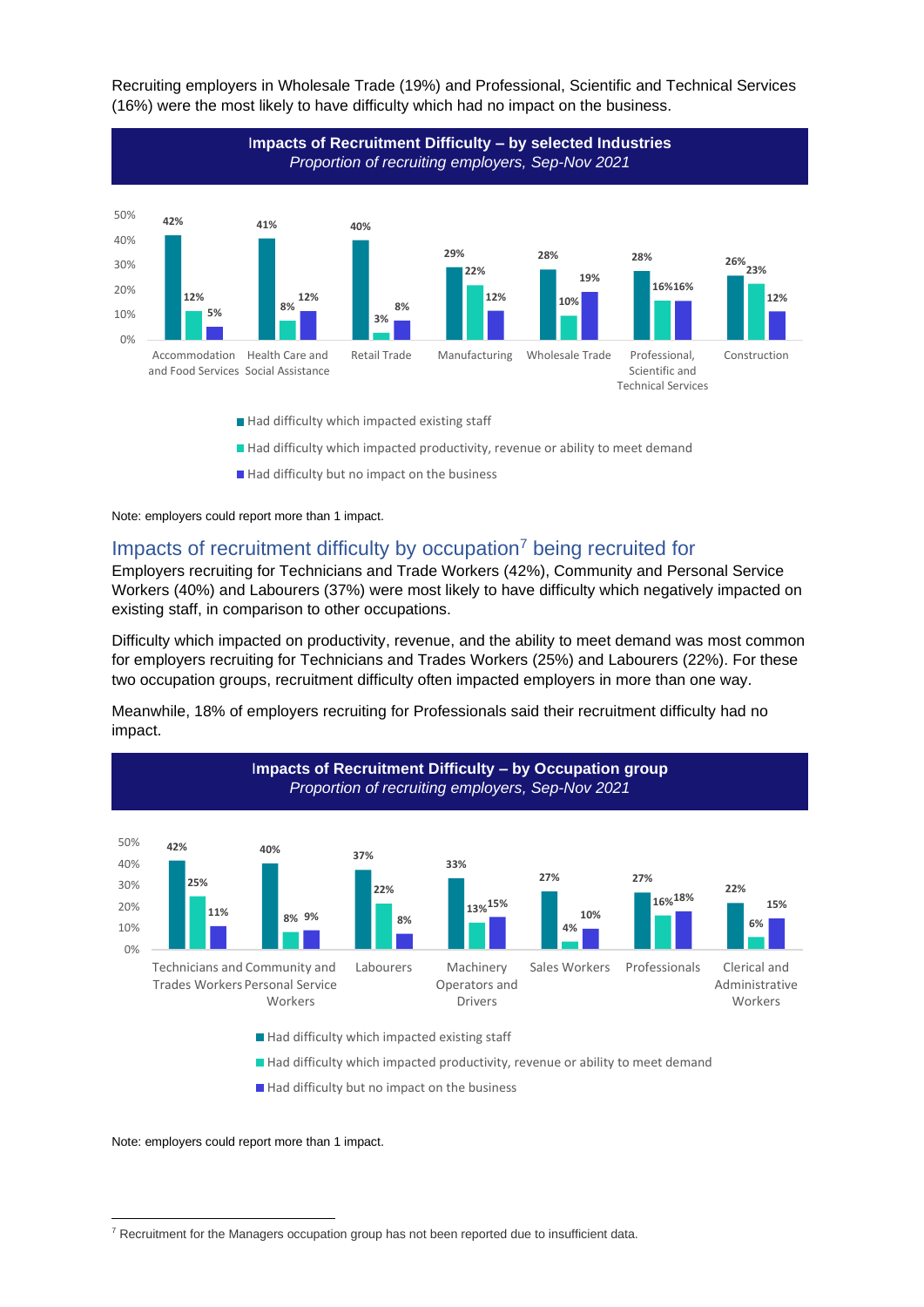Recruiting employers in Wholesale Trade (19%) and Professional, Scientific and Technical Services (16%) were the most likely to have difficulty which had no impact on the business.

**Impacts of Recruitment Difficulty – by selected Industries**
*Proportion of recruiting employers, Sep-Nov 2021*

| Industry | Had difficulty which impacted existing staff | Had difficulty which impacted productivity, revenue or ability to meet demand | Had difficulty but no impact on the business |
|---|---|---|---|
| Accommodation and Food Services | 42% | 12% | 5% |
| Health Care and Social Assistance | 41% | 8% | 12% |
| Retail Trade | 40% | 3% | 8% |
| Manufacturing | 29% | 22% | 12% |
| Wholesale Trade | 28% | 10% | 19% |
| Professional, Scientific and Technical Services | 28% | 16% | 16% |
| Construction | 26% | 23% | 12% |

Note: employers could report more than 1 impact.

## Impacts of recruitment difficulty by occupation[7] being recruited for

Employers recruiting for Technicians and Trade Workers (42%), Community and Personal Service Workers (40%) and Labourers (37%) were most likely to have difficulty which negatively impacted on existing staff, in comparison to other occupations.

Difficulty which impacted on productivity, revenue, and the ability to meet demand was most common for employers recruiting for Technicians and Trades Workers (25%) and Labourers (22%). For these two occupation groups, recruitment difficulty often impacted employers in more than one way.

Meanwhile, 18% of employers recruiting for Professionals said their recruitment difficulty had no impact.

**Impacts of Recruitment Difficulty – by Occupation group**
*Proportion of recruiting employers, Sep-Nov 2021*

| Occupation group | Had difficulty which impacted existing staff | Had difficulty which impacted productivity, revenue or ability to meet demand | Had difficulty but no impact on the business |
|---|---|---|---|
| Technicians and Trades Workers | 42% | 25% | 11% |
| Community and Personal Service Workers | 40% | 8% | 9% |
| Labourers | 37% | 22% | 8% |
| Machinery Operators and Drivers | 33% | 13% | 15% |
| Sales Workers | 27% | 4% | 10% |
| Professionals | 27% | 16% | 18% |
| Clerical and Administrative Workers | 22% | 6% | 15% |

Note: employers could report more than 1 impact.

---

[7] Recruitment for the Managers occupation group has not been reported due to insufficient data.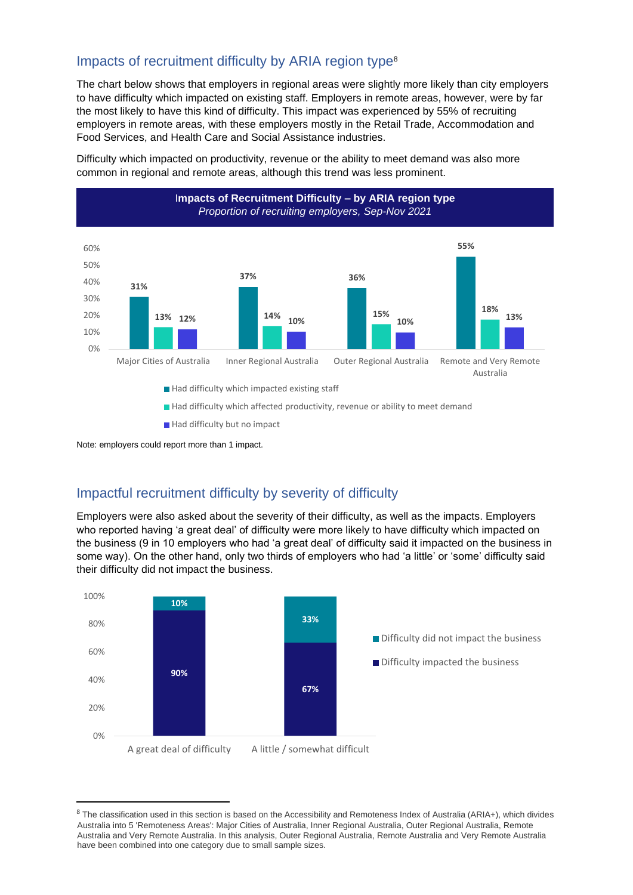## Impacts of recruitment difficulty by ARIA region type[8]

The chart below shows that employers in regional areas were slightly more likely than city employers to have difficulty which impacted on existing staff. Employers in remote areas, however, were by far the most likely to have this kind of difficulty. This impact was experienced by 55% of recruiting employers in remote areas, with these employers mostly in the Retail Trade, Accommodation and Food Services, and Health Care and Social Assistance industries.

Difficulty which impacted on productivity, revenue or the ability to meet demand was also more common in regional and remote areas, although this trend was less prominent.

**Impacts of Recruitment Difficulty – by ARIA region type**
*Proportion of recruiting employers, Sep-Nov 2021*

| | Had difficulty which impacted existing staff | Had difficulty which affected productivity, revenue or ability to meet demand | Had difficulty but no impact |
|---|---|---|---|
| Major Cities of Australia | 31% | 13% | 12% |
| Inner Regional Australia | 37% | 14% | 10% |
| Outer Regional Australia | 36% | 15% | 10% |
| Remote and Very Remote Australia | 55% | 18% | 13% |

Note: employers could report more than 1 impact.

## Impactful recruitment difficulty by severity of difficulty

Employers were also asked about the severity of their difficulty, as well as the impacts. Employers who reported having 'a great deal' of difficulty were more likely to have difficulty which impacted on the business (9 in 10 employers who had 'a great deal' of difficulty said it impacted on the business in some way). On the other hand, only two thirds of employers who had 'a little' or 'some' difficulty said their difficulty did not impact the business.

| | Difficulty impacted the business | Difficulty did not impact the business |
|---|---|---|
| A great deal of difficulty | 90% | 10% |
| A little / somewhat difficult | 67% | 33% |

[8] The classification used in this section is based on the Accessibility and Remoteness Index of Australia (ARIA+), which divides Australia into 5 'Remoteness Areas': Major Cities of Australia, Inner Regional Australia, Outer Regional Australia, Remote Australia and Very Remote Australia. In this analysis, Outer Regional Australia, Remote Australia and Very Remote Australia have been combined into one category due to small sample sizes.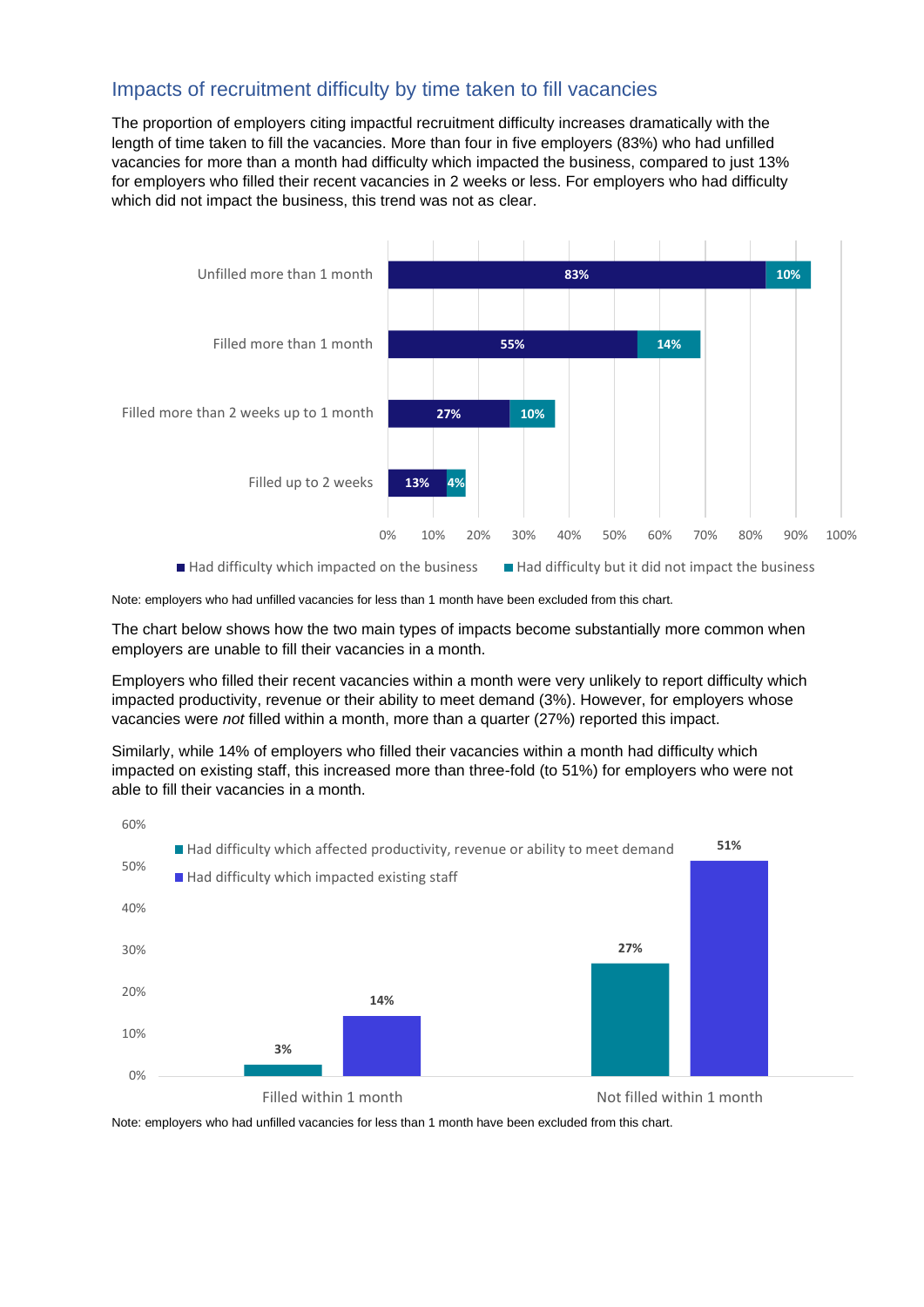## Impacts of recruitment difficulty by time taken to fill vacancies

The proportion of employers citing impactful recruitment difficulty increases dramatically with the length of time taken to fill the vacancies. More than four in five employers (83%) who had unfilled vacancies for more than a month had difficulty which impacted the business, compared to just 13% for employers who filled their recent vacancies in 2 weeks or less. For employers who had difficulty which did not impact the business, this trend was not as clear.

| | Had difficulty which impacted on the business | Had difficulty but it did not impact the business |
|---|---|---|
| Unfilled more than 1 month | 83% | 10% |
| Filled more than 1 month | 55% | 14% |
| Filled more than 2 weeks up to 1 month | 27% | 10% |
| Filled up to 2 weeks | 13% | 4% |

Note: employers who had unfilled vacancies for less than 1 month have been excluded from this chart.

The chart below shows how the two main types of impacts become substantially more common when employers are unable to fill their vacancies in a month.

Employers who filled their recent vacancies within a month were very unlikely to report difficulty which impacted productivity, revenue or their ability to meet demand (3%). However, for employers whose vacancies were *not* filled within a month, more than a quarter (27%) reported this impact.

Similarly, while 14% of employers who filled their vacancies within a month had difficulty which impacted on existing staff, this increased more than three-fold (to 51%) for employers who were not able to fill their vacancies in a month.

| | Had difficulty which affected productivity, revenue or ability to meet demand | Had difficulty which impacted existing staff |
|---|---|---|
| Filled within 1 month | 3% | 14% |
| Not filled within 1 month | 27% | 51% |

Note: employers who had unfilled vacancies for less than 1 month have been excluded from this chart.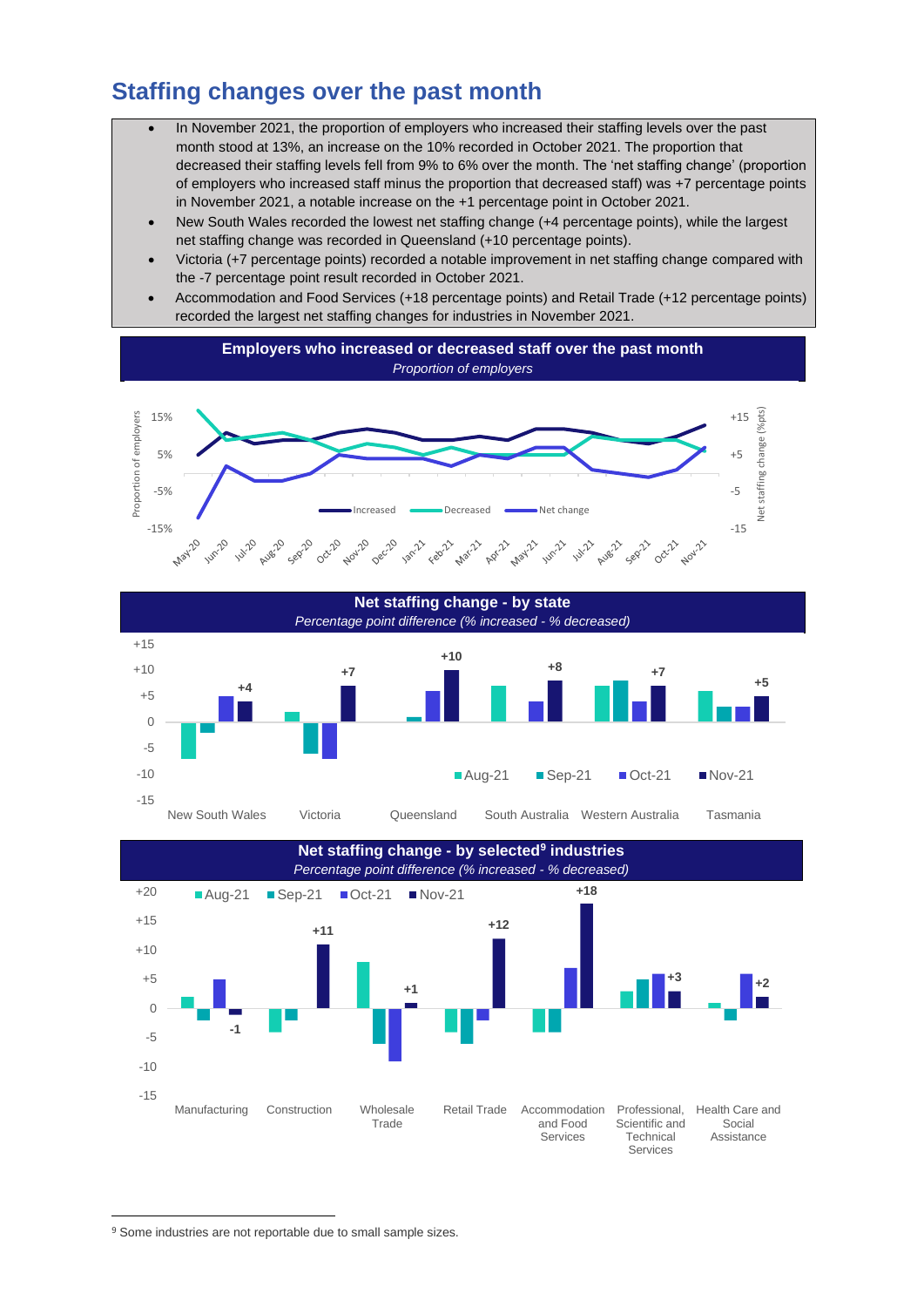## Staffing changes over the past month

- In November 2021, the proportion of employers who increased their staffing levels over the past month stood at 13%, an increase on the 10% recorded in October 2021. The proportion that decreased their staffing levels fell from 9% to 6% over the month. The 'net staffing change' (proportion of employers who increased staff minus the proportion that decreased staff) was +7 percentage points in November 2021, a notable increase on the +1 percentage point in October 2021.
- New South Wales recorded the lowest net staffing change (+4 percentage points), while the largest net staffing change was recorded in Queensland (+10 percentage points).
- Victoria (+7 percentage points) recorded a notable improvement in net staffing change compared with the -7 percentage point result recorded in October 2021.
- Accommodation and Food Services (+18 percentage points) and Retail Trade (+12 percentage points) recorded the largest net staffing changes for industries in November 2021.

**Employers who increased or decreased staff over the past month**

*Proportion of employers*

**Net staffing change - by state**

*Percentage point difference (% increased - % decreased)*

| State | Nov-21 |
|---|---|
| New South Wales | +4 |
| Victoria | +7 |
| Queensland | +10 |
| South Australia | +8 |
| Western Australia | +7 |
| Tasmania | +5 |

**Net staffing change - by selected[9] industries**

*Percentage point difference (% increased - % decreased)*

| Industry | Nov-21 |
|---|---|
| Manufacturing | -1 |
| Construction | +11 |
| Wholesale Trade | +1 |
| Retail Trade | +12 |
| Accommodation and Food Services | +18 |
| Professional, Scientific and Technical Services | +3 |
| Health Care and Social Assistance | +2 |

[9] Some industries are not reportable due to small sample sizes.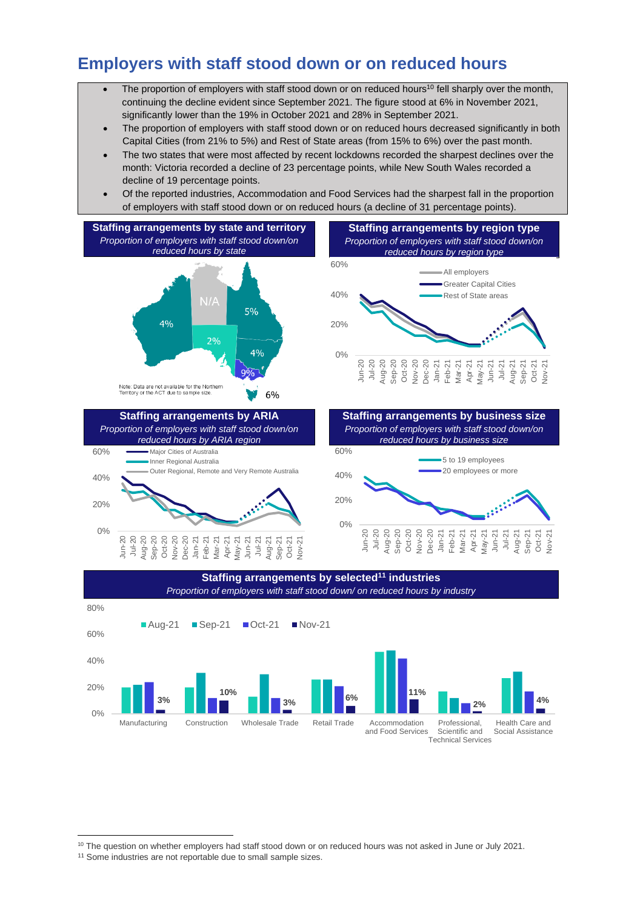# Employers with staff stood down or on reduced hours

- The proportion of employers with staff stood down or on reduced hours[10] fell sharply over the month, continuing the decline evident since September 2021. The figure stood at 6% in November 2021, significantly lower than the 19% in October 2021 and 28% in September 2021.
- The proportion of employers with staff stood down or on reduced hours decreased significantly in both Capital Cities (from 21% to 5%) and Rest of State areas (from 15% to 6%) over the past month.
- The two states that were most affected by recent lockdowns recorded the sharpest declines over the month: Victoria recorded a decline of 23 percentage points, while New South Wales recorded a decline of 19 percentage points.
- Of the reported industries, Accommodation and Food Services had the sharpest fall in the proportion of employers with staff stood down or on reduced hours (a decline of 31 percentage points).

**Staffing arrangements by state and territory**

*Proportion of employers with staff stood down/on reduced hours by state*

WA: 4%, NT: N/A, QLD: 5%, SA: 2%, NSW: 4%, VIC: 9%, TAS: 6%

Note: Data are not available for the Northern Territory or the ACT due to sample size.

**Staffing arrangements by region type**

*Proportion of employers with staff stood down/on reduced hours by region type*

Legend: All employers; Greater Capital Cities; Rest of State areas

**Staffing arrangements by ARIA**

*Proportion of employers with staff stood down/on reduced hours by ARIA region*

Legend: Major Cities of Australia; Inner Regional Australia; Outer Regional, Remote and Very Remote Australia

**Staffing arrangements by business size**

*Proportion of employers with staff stood down/on reduced hours by business size*

Legend: 5 to 19 employees; 20 employees or more

**Staffing arrangements by selected[11] industries**

*Proportion of employers with staff stood down/ on reduced hours by industry*

| Industry | Nov-21 |
|---|---|
| Manufacturing | 3% |
| Construction | 10% |
| Wholesale Trade | 3% |
| Retail Trade | 6% |
| Accommodation and Food Services | 11% |
| Professional, Scientific and Technical Services | 2% |
| Health Care and Social Assistance | 4% |

[10] The question on whether employers had staff stood down or on reduced hours was not asked in June or July 2021.

[11] Some industries are not reportable due to small sample sizes.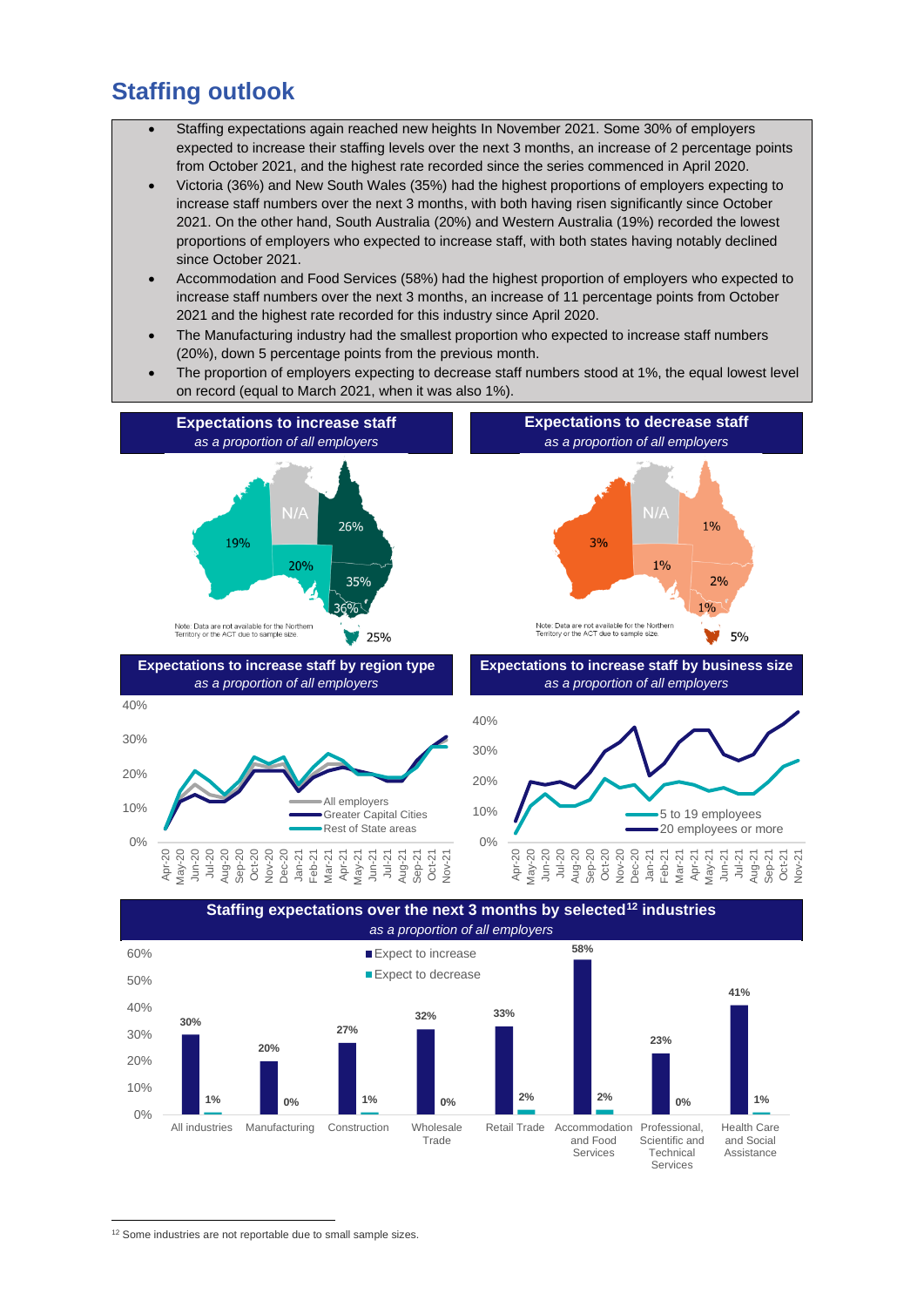## Staffing outlook

- Staffing expectations again reached new heights In November 2021. Some 30% of employers expected to increase their staffing levels over the next 3 months, an increase of 2 percentage points from October 2021, and the highest rate recorded since the series commenced in April 2020.
- Victoria (36%) and New South Wales (35%) had the highest proportions of employers expecting to increase staff numbers over the next 3 months, with both having risen significantly since October 2021. On the other hand, South Australia (20%) and Western Australia (19%) recorded the lowest proportions of employers who expected to increase staff, with both states having notably declined since October 2021.
- Accommodation and Food Services (58%) had the highest proportion of employers who expected to increase staff numbers over the next 3 months, an increase of 11 percentage points from October 2021 and the highest rate recorded for this industry since April 2020.
- The Manufacturing industry had the smallest proportion who expected to increase staff numbers (20%), down 5 percentage points from the previous month.
- The proportion of employers expecting to decrease staff numbers stood at 1%, the equal lowest level on record (equal to March 2021, when it was also 1%).

**Expectations to increase staff**
*as a proportion of all employers*

| State | Expect to increase |
|---|---|
| WA | 19% |
| NT | N/A |
| QLD | 26% |
| SA | 20% |
| NSW | 35% |
| VIC | 36% |
| TAS | 25% |

Note: Data are not available for the Northern Territory or the ACT due to sample size.

**Expectations to decrease staff**
*as a proportion of all employers*

| State | Expect to decrease |
|---|---|
| WA | 3% |
| NT | N/A |
| QLD | 1% |
| SA | 1% |
| NSW | 2% |
| VIC | 1% |
| TAS | 5% |

Note: Data are not available for the Northern Territory or the ACT due to sample size.

**Expectations to increase staff by region type**
*as a proportion of all employers*

Series: All employers; Greater Capital Cities; Rest of State areas (Apr-20 to Nov-21)

**Expectations to increase staff by business size**
*as a proportion of all employers*

Series: 5 to 19 employees; 20 employees or more (Apr-20 to Nov-21)

**Staffing expectations over the next 3 months by selected[12] industries**
*as a proportion of all employers*

| Industry | Expect to increase | Expect to decrease |
|---|---|---|
| All industries | 30% | 1% |
| Manufacturing | 20% | 0% |
| Construction | 27% | 1% |
| Wholesale Trade | 32% | 0% |
| Retail Trade | 33% | 2% |
| Accommodation and Food Services | 58% | 2% |
| Professional, Scientific and Technical Services | 23% | 0% |
| Health Care and Social Assistance | 41% | 1% |

[12] Some industries are not reportable due to small sample sizes.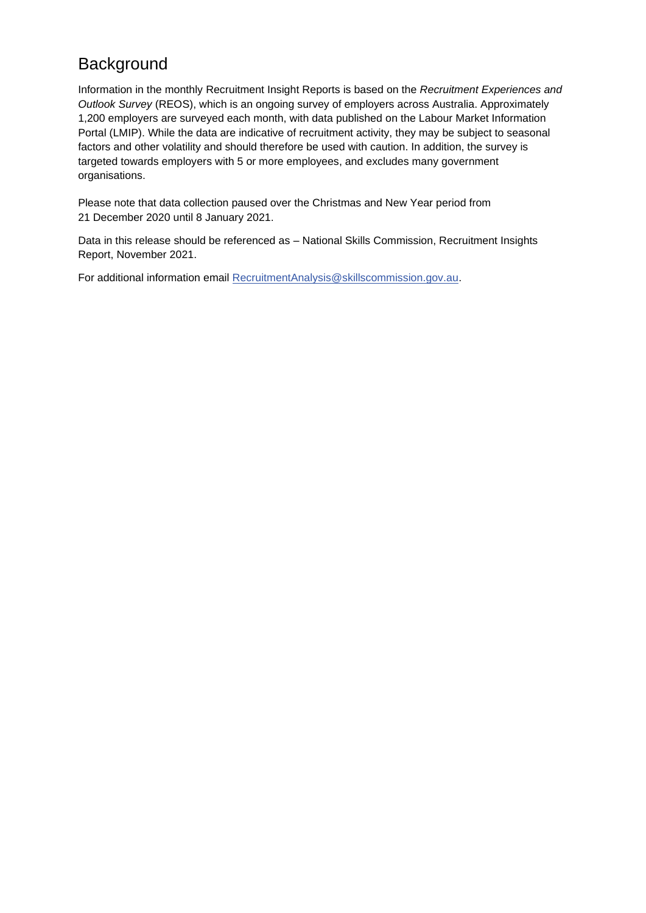# Background

Information in the monthly Recruitment Insight Reports is based on the *Recruitment Experiences and Outlook Survey* (REOS), which is an ongoing survey of employers across Australia. Approximately 1,200 employers are surveyed each month, with data published on the Labour Market Information Portal (LMIP). While the data are indicative of recruitment activity, they may be subject to seasonal factors and other volatility and should therefore be used with caution. In addition, the survey is targeted towards employers with 5 or more employees, and excludes many government organisations.

Please note that data collection paused over the Christmas and New Year period from 21 December 2020 until 8 January 2021.

Data in this release should be referenced as – National Skills Commission, Recruitment Insights Report, November 2021.

For additional information email RecruitmentAnalysis@skillscommission.gov.au.